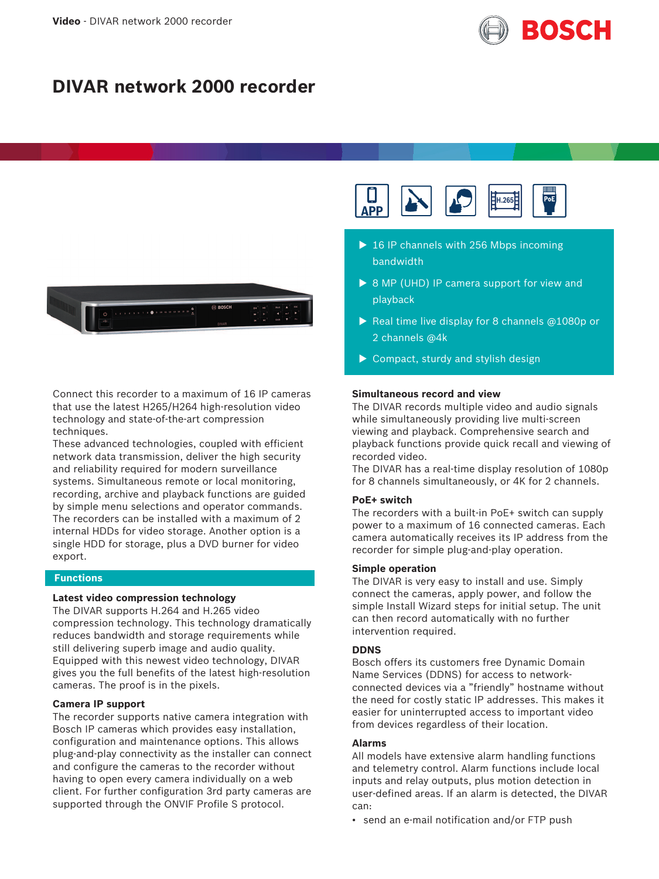# DIVAR network 2000 recorder

- 16 IP channels with 256 Mbps incoming bandwidth
- 8 MP (UHD) IP camera support for view and playback
- Real time live display for 8 channels @1080p or 2 channels @4k
- Compact, sturdy and stylish design

Connect this recorder to a maximum of 16 IP cameras that use the latest H265/H264 high-resolution video technology and state-of-the-art compression techniques.
These advanced technologies, coupled with efficient network data transmission, deliver the high security and reliability required for modern surveillance systems. Simultaneous remote or local monitoring, recording, archive and playback functions are guided by simple menu selections and operator commands.
The recorders can be installed with a maximum of 2 internal HDDs for video storage. Another option is a single HDD for storage, plus a DVD burner for video export.

## Functions

### Latest video compression technology

The DIVAR supports H.264 and H.265 video compression technology. This technology dramatically reduces bandwidth and storage requirements while still delivering superb image and audio quality. Equipped with this newest video technology, DIVAR gives you the full benefits of the latest high-resolution cameras. The proof is in the pixels.

### Camera IP support

The recorder supports native camera integration with Bosch IP cameras which provides easy installation, configuration and maintenance options. This allows plug-and-play connectivity as the installer can connect and configure the cameras to the recorder without having to open every camera individually on a web client. For further configuration 3rd party cameras are supported through the ONVIF Profile S protocol.

### Simultaneous record and view

The DIVAR records multiple video and audio signals while simultaneously providing live multi-screen viewing and playback. Comprehensive search and playback functions provide quick recall and viewing of recorded video.
The DIVAR has a real-time display resolution of 1080p for 8 channels simultaneously, or 4K for 2 channels.

### PoE+ switch

The recorders with a built-in PoE+ switch can supply power to a maximum of 16 connected cameras. Each camera automatically receives its IP address from the recorder for simple plug-and-play operation.

### Simple operation

The DIVAR is very easy to install and use. Simply connect the cameras, apply power, and follow the simple Install Wizard steps for initial setup. The unit can then record automatically with no further intervention required.

### DDNS

Bosch offers its customers free Dynamic Domain Name Services (DDNS) for access to network-connected devices via a "friendly" hostname without the need for costly static IP addresses. This makes it easier for uninterrupted access to important video from devices regardless of their location.

### Alarms

All models have extensive alarm handling functions and telemetry control. Alarm functions include local inputs and relay outputs, plus motion detection in user-defined areas. If an alarm is detected, the DIVAR can:

- send an e-mail notification and/or FTP push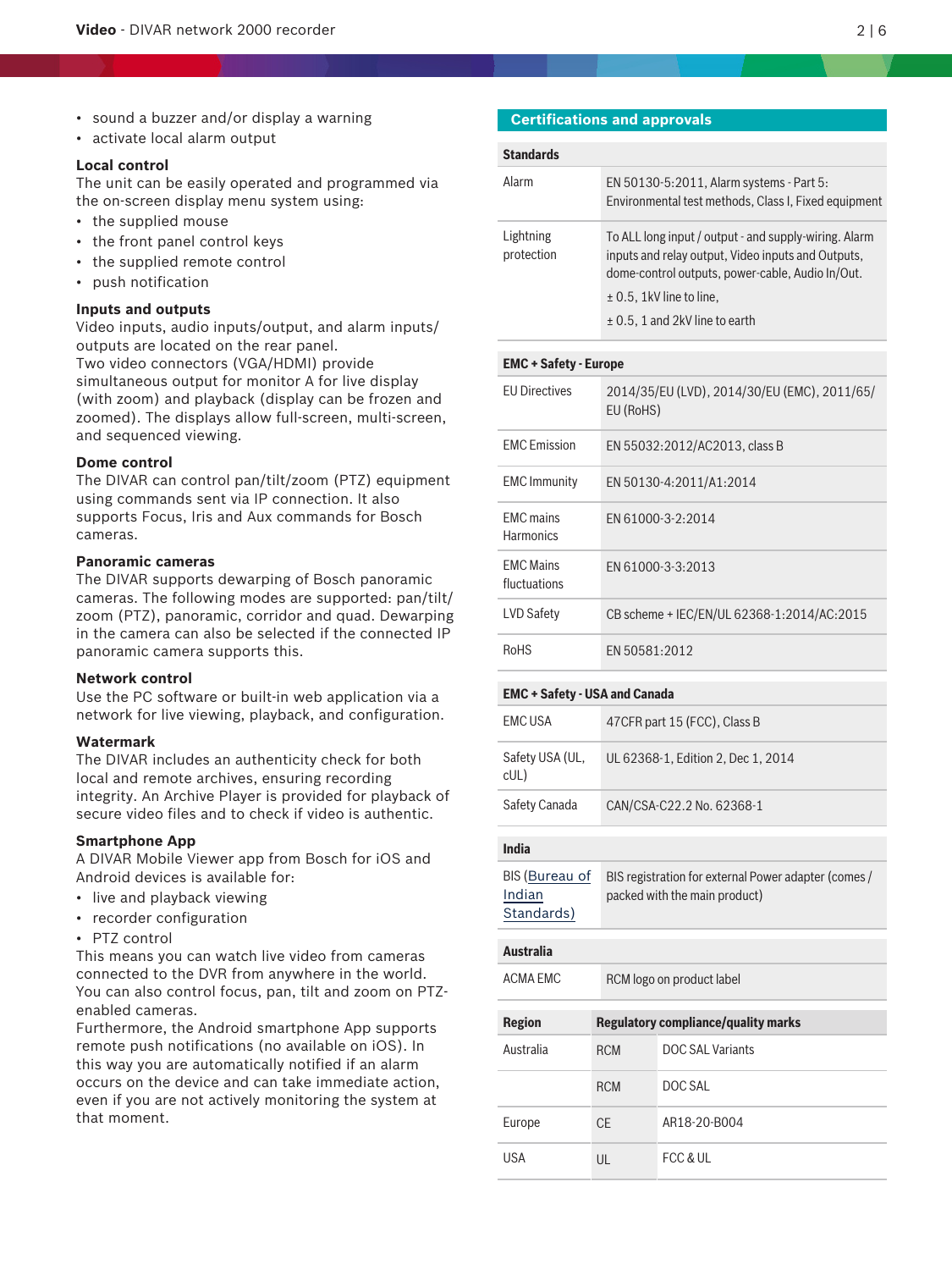- sound a buzzer and/or display a warning
- activate local alarm output

**Local control**
The unit can be easily operated and programmed via the on-screen display menu system using:

- the supplied mouse
- the front panel control keys
- the supplied remote control
- push notification

**Inputs and outputs**
Video inputs, audio inputs/output, and alarm inputs/outputs are located on the rear panel.
Two video connectors (VGA/HDMI) provide simultaneous output for monitor A for live display (with zoom) and playback (display can be frozen and zoomed). The displays allow full-screen, multi-screen, and sequenced viewing.

**Dome control**
The DIVAR can control pan/tilt/zoom (PTZ) equipment using commands sent via IP connection. It also supports Focus, Iris and Aux commands for Bosch cameras.

**Panoramic cameras**
The DIVAR supports dewarping of Bosch panoramic cameras. The following modes are supported: pan/tilt/zoom (PTZ), panoramic, corridor and quad. Dewarping in the camera can also be selected if the connected IP panoramic camera supports this.

**Network control**
Use the PC software or built-in web application via a network for live viewing, playback, and configuration.

**Watermark**
The DIVAR includes an authenticity check for both local and remote archives, ensuring recording integrity. An Archive Player is provided for playback of secure video files and to check if video is authentic.

**Smartphone App**
A DIVAR Mobile Viewer app from Bosch for iOS and Android devices is available for:

- live and playback viewing
- recorder configuration
- PTZ control

This means you can watch live video from cameras connected to the DVR from anywhere in the world. You can also control focus, pan, tilt and zoom on PTZ-enabled cameras.
Furthermore, the Android smartphone App supports remote push notifications (no available on iOS). In this way you are automatically notified if an alarm occurs on the device and can take immediate action, even if you are not actively monitoring the system at that moment.

## Certifications and approvals

| Standards | |
|---|---|
| Alarm | EN 50130-5:2011, Alarm systems - Part 5: Environmental test methods, Class I, Fixed equipment |
| Lightning protection | To ALL long input / output - and supply-wiring. Alarm inputs and relay output, Video inputs and Outputs, dome-control outputs, power-cable, Audio In/Out.<br>± 0.5, 1kV line to line,<br>± 0.5, 1 and 2kV line to earth |

| EMC + Safety - Europe | |
|---|---|
| EU Directives | 2014/35/EU (LVD), 2014/30/EU (EMC), 2011/65/EU (RoHS) |
| EMC Emission | EN 55032:2012/AC2013, class B |
| EMC Immunity | EN 50130-4:2011/A1:2014 |
| EMC mains Harmonics | EN 61000-3-2:2014 |
| EMC Mains fluctuations | EN 61000-3-3:2013 |
| LVD Safety | CB scheme + IEC/EN/UL 62368-1:2014/AC:2015 |
| RoHS | EN 50581:2012 |

| EMC + Safety - USA and Canada | |
|---|---|
| EMC USA | 47CFR part 15 (FCC), Class B |
| Safety USA (UL, cUL) | UL 62368-1, Edition 2, Dec 1, 2014 |
| Safety Canada | CAN/CSA-C22.2 No. 62368-1 |

| India | |
|---|---|
| BIS (Bureau of Indian Standards) | BIS registration for external Power adapter (comes / packed with the main product) |

| Australia | |
|---|---|
| ACMA EMC | RCM logo on product label |

| Region | Regulatory compliance/quality marks | |
|---|---|---|
| Australia | RCM | DOC SAL Variants |
| | RCM | DOC SAL |
| Europe | CE | AR18-20-B004 |
| USA | UL | FCC & UL |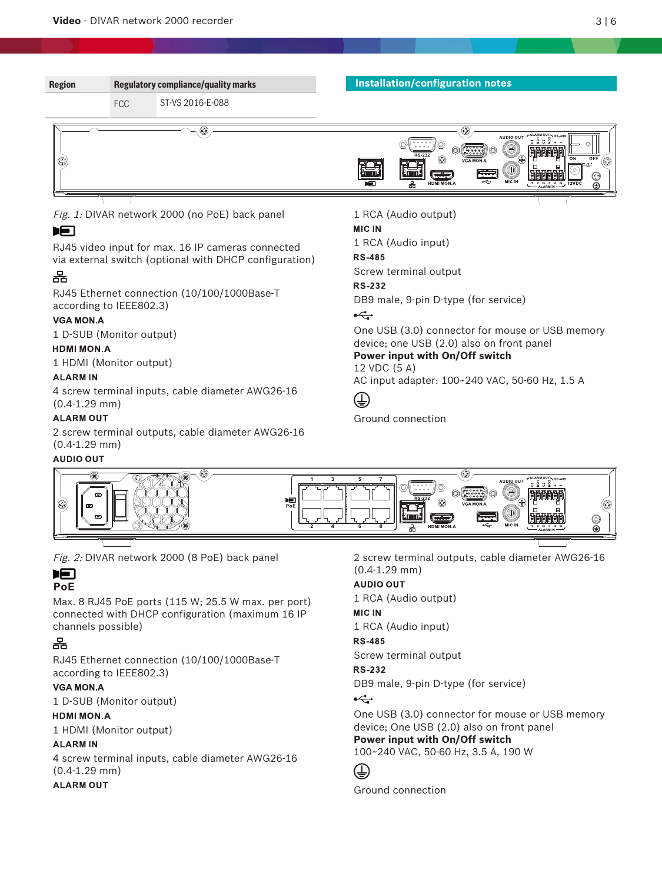| Region | Regulatory compliance/quality marks | |
|---|---|---|
| | FCC | ST-VS 2016-E-088 |

## Installation/configuration notes

*Fig. 1:* DIVAR network 2000 (no PoE) back panel

RJ45 video input for max. 16 IP cameras connected via external switch (optional with DHCP configuration)

RJ45 Ethernet connection (10/100/1000Base-T according to IEEE802.3)

**VGA MON.A**

1 D-SUB (Monitor output)

**HDMI MON.A**

1 HDMI (Monitor output)

**ALARM IN**

4 screw terminal inputs, cable diameter AWG26-16 (0.4-1.29 mm)

**ALARM OUT**

2 screw terminal outputs, cable diameter AWG26-16 (0.4-1.29 mm)

**AUDIO OUT**

1 RCA (Audio output)

**MIC IN**

1 RCA (Audio input)

**RS-485**

Screw terminal output

**RS-232**

DB9 male, 9-pin D-type (for service)

One USB (3.0) connector for mouse or USB memory device; one USB (2.0) also on front panel

**Power input with On/Off switch**

12 VDC (5 A)

AC input adapter: 100~240 VAC, 50-60 Hz, 1.5 A

Ground connection

*Fig. 2:* DIVAR network 2000 (8 PoE) back panel

PoE

Max. 8 RJ45 PoE ports (115 W; 25.5 W max. per port) connected with DHCP configuration (maximum 16 IP channels possible)

RJ45 Ethernet connection (10/100/1000Base-T according to IEEE802.3)

**VGA MON.A**

1 D-SUB (Monitor output)

**HDMI MON.A**

1 HDMI (Monitor output)

**ALARM IN**

4 screw terminal inputs, cable diameter AWG26-16 (0.4-1.29 mm)

**ALARM OUT**

2 screw terminal outputs, cable diameter AWG26-16 (0.4-1.29 mm)

**AUDIO OUT**

1 RCA (Audio output)

**MIC IN**

1 RCA (Audio input)

**RS-485**

Screw terminal output

**RS-232**

DB9 male, 9-pin D-type (for service)

One USB (3.0) connector for mouse or USB memory device; One USB (2.0) also on front panel

**Power input with On/Off switch**

100~240 VAC, 50-60 Hz, 3.5 A, 190 W

Ground connection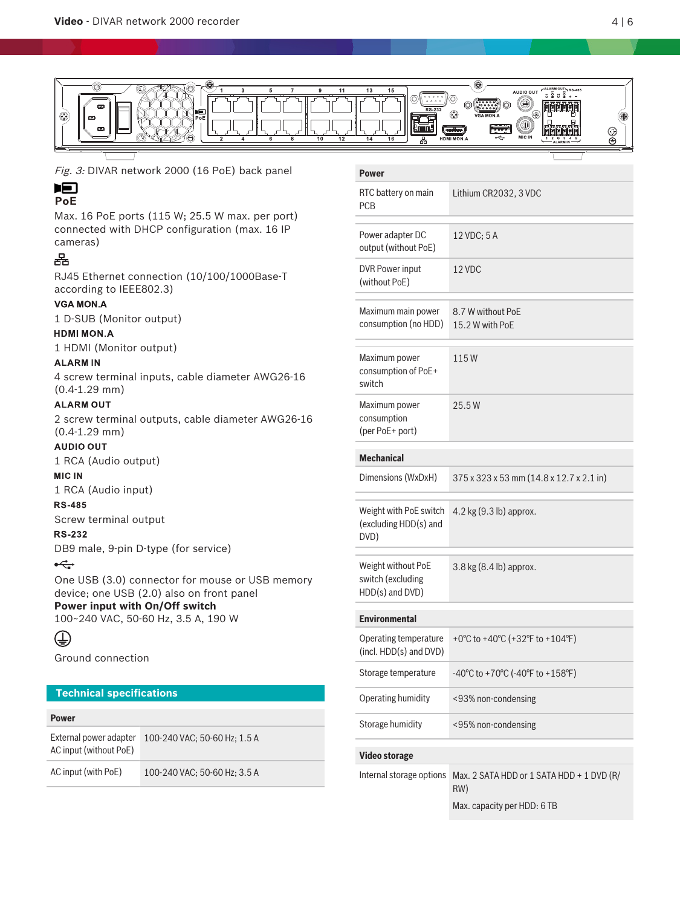*Fig. 3:* DIVAR network 2000 (16 PoE) back panel

**PoE**

Max. 16 PoE ports (115 W; 25.5 W max. per port) connected with DHCP configuration (max. 16 IP cameras)

RJ45 Ethernet connection (10/100/1000Base-T according to IEEE802.3)

**VGA MON.A**

1 D-SUB (Monitor output)

**HDMI MON.A**

1 HDMI (Monitor output)

**ALARM IN**

4 screw terminal inputs, cable diameter AWG26-16 (0.4-1.29 mm)

**ALARM OUT**

2 screw terminal outputs, cable diameter AWG26-16 (0.4-1.29 mm)

**AUDIO OUT**

1 RCA (Audio output)

**MIC IN**

1 RCA (Audio input)

**RS-485**

Screw terminal output

**RS-232**

DB9 male, 9-pin D-type (for service)

One USB (3.0) connector for mouse or USB memory device; one USB (2.0) also on front panel

**Power input with On/Off switch**

100~240 VAC, 50-60 Hz, 3.5 A, 190 W

Ground connection

## Technical specifications

| Power | |
|---|---|
| External power adapter AC input (without PoE) | 100-240 VAC; 50-60 Hz; 1.5 A |
| AC input (with PoE) | 100-240 VAC; 50-60 Hz; 3.5 A |
| RTC battery on main PCB | Lithium CR2032, 3 VDC |
| Power adapter DC output (without PoE) | 12 VDC; 5 A |
| DVR Power input (without PoE) | 12 VDC |
| Maximum main power consumption (no HDD) | 8.7 W without PoE<br>15.2 W with PoE |
| Maximum power consumption of PoE+ switch | 115 W |
| Maximum power consumption (per PoE+ port) | 25.5 W |

| Mechanical | |
|---|---|
| Dimensions (WxDxH) | 375 x 323 x 53 mm (14.8 x 12.7 x 2.1 in) |
| Weight with PoE switch (excluding HDD(s) and DVD) | 4.2 kg (9.3 lb) approx. |
| Weight without PoE switch (excluding HDD(s) and DVD) | 3.8 kg (8.4 lb) approx. |

| Environmental | |
|---|---|
| Operating temperature (incl. HDD(s) and DVD) | +0°C to +40°C (+32°F to +104°F) |
| Storage temperature | -40°C to +70°C (-40°F to +158°F) |
| Operating humidity | <93% non-condensing |
| Storage humidity | <95% non-condensing |

| Video storage | |
|---|---|
| Internal storage options | Max. 2 SATA HDD or 1 SATA HDD + 1 DVD (R/RW)<br>Max. capacity per HDD: 6 TB |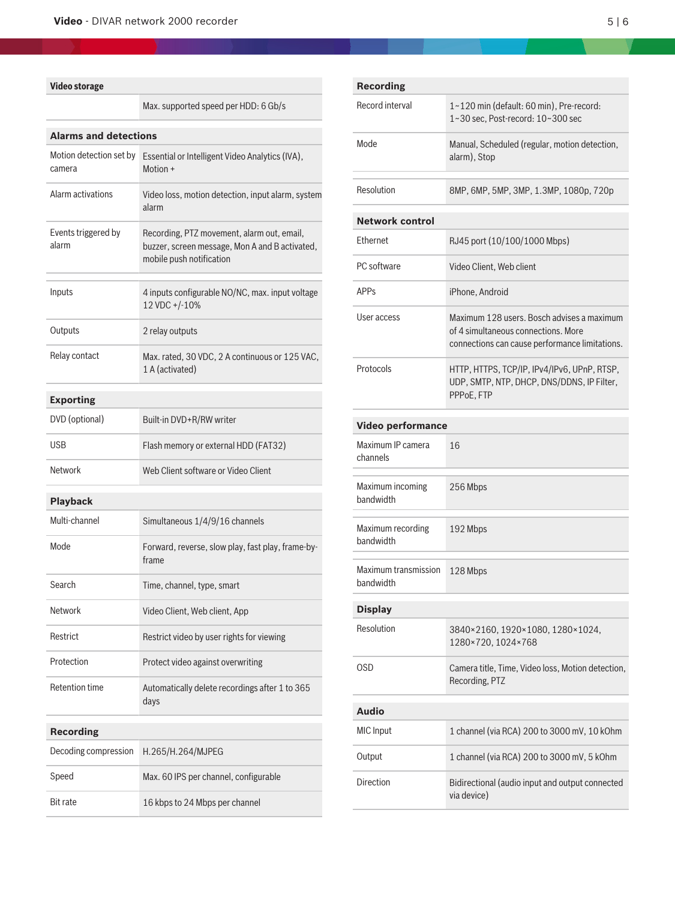## Video storage

| | |
|---|---|
| | Max. supported speed per HDD: 6 Gb/s |

## Alarms and detections

| | |
|---|---|
| Motion detection set by camera | Essential or Intelligent Video Analytics (IVA), Motion + |
| Alarm activations | Video loss, motion detection, input alarm, system alarm |
| Events triggered by alarm | Recording, PTZ movement, alarm out, email, buzzer, screen message, Mon A and B activated, mobile push notification |
| Inputs | 4 inputs configurable NO/NC, max. input voltage 12 VDC +/-10% |
| Outputs | 2 relay outputs |
| Relay contact | Max. rated, 30 VDC, 2 A continuous or 125 VAC, 1 A (activated) |

## Exporting

| | |
|---|---|
| DVD (optional) | Built-in DVD+R/RW writer |
| USB | Flash memory or external HDD (FAT32) |
| Network | Web Client software or Video Client |

## Playback

| | |
|---|---|
| Multi-channel | Simultaneous 1/4/9/16 channels |
| Mode | Forward, reverse, slow play, fast play, frame-by-frame |
| Search | Time, channel, type, smart |
| Network | Video Client, Web client, App |
| Restrict | Restrict video by user rights for viewing |
| Protection | Protect video against overwriting |
| Retention time | Automatically delete recordings after 1 to 365 days |

## Recording

| | |
|---|---|
| Decoding compression | H.265/H.264/MJPEG |
| Speed | Max. 60 IPS per channel, configurable |
| Bit rate | 16 kbps to 24 Mbps per channel |

## Recording

| | |
|---|---|
| Record interval | 1~120 min (default: 60 min), Pre-record: 1~30 sec, Post-record: 10~300 sec |
| Mode | Manual, Scheduled (regular, motion detection, alarm), Stop |
| Resolution | 8MP, 6MP, 5MP, 3MP, 1.3MP, 1080p, 720p |

## Network control

| | |
|---|---|
| Ethernet | RJ45 port (10/100/1000 Mbps) |
| PC software | Video Client, Web client |
| APPs | iPhone, Android |
| User access | Maximum 128 users. Bosch advises a maximum of 4 simultaneous connections. More connections can cause performance limitations. |
| Protocols | HTTP, HTTPS, TCP/IP, IPv4/IPv6, UPnP, RTSP, UDP, SMTP, NTP, DHCP, DNS/DDNS, IP Filter, PPPoE, FTP |

## Video performance

| | |
|---|---|
| Maximum IP camera channels | 16 |
| Maximum incoming bandwidth | 256 Mbps |
| Maximum recording bandwidth | 192 Mbps |
| Maximum transmission bandwidth | 128 Mbps |

## Display

| | |
|---|---|
| Resolution | 3840×2160, 1920×1080, 1280×1024, 1280×720, 1024×768 |
| OSD | Camera title, Time, Video loss, Motion detection, Recording, PTZ |

## Audio

| | |
|---|---|
| MIC Input | 1 channel (via RCA) 200 to 3000 mV, 10 kOhm |
| Output | 1 channel (via RCA) 200 to 3000 mV, 5 kOhm |
| Direction | Bidirectional (audio input and output connected via device) |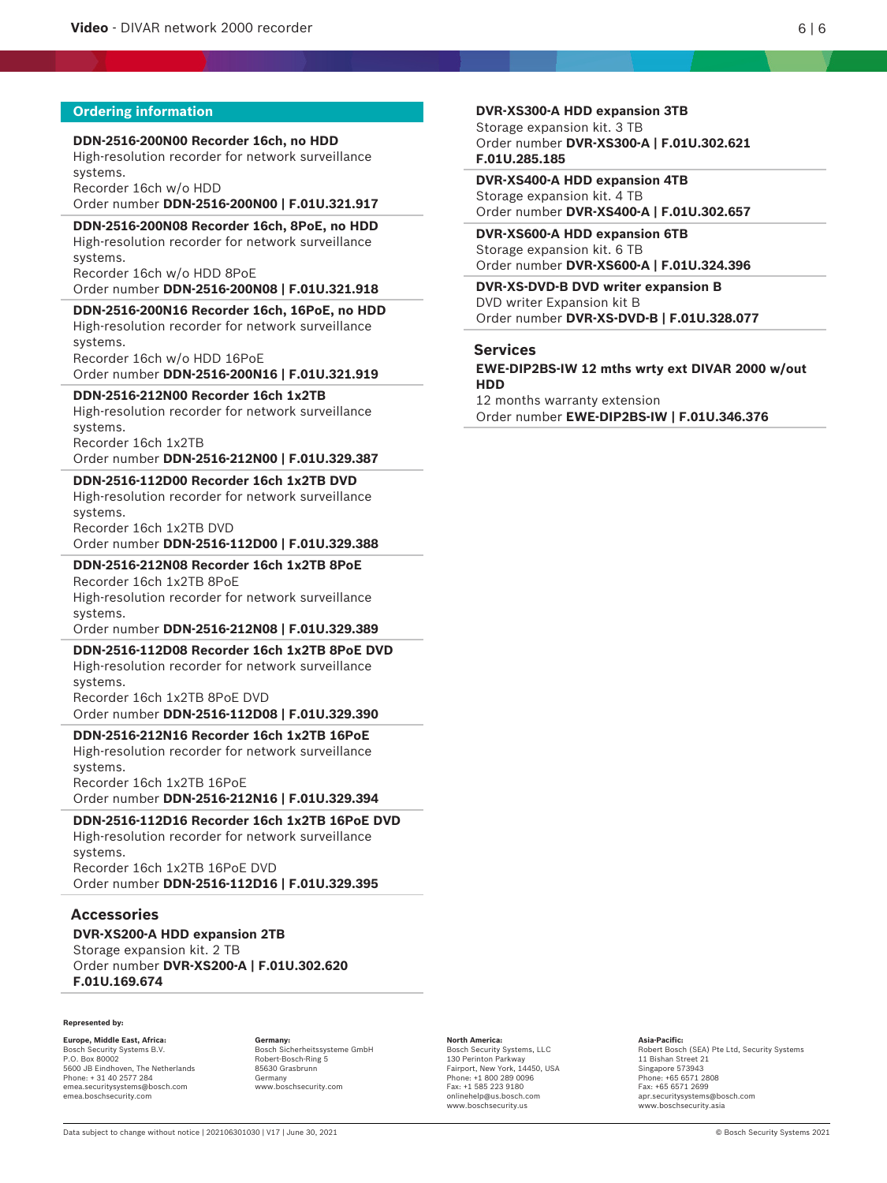## Ordering information

**DDN-2516-200N00 Recorder 16ch, no HDD**
High-resolution recorder for network surveillance systems.
Recorder 16ch w/o HDD
Order number **DDN-2516-200N00 | F.01U.321.917**

**DDN-2516-200N08 Recorder 16ch, 8PoE, no HDD**
High-resolution recorder for network surveillance systems.
Recorder 16ch w/o HDD 8PoE
Order number **DDN-2516-200N08 | F.01U.321.918**

**DDN-2516-200N16 Recorder 16ch, 16PoE, no HDD**
High-resolution recorder for network surveillance systems.
Recorder 16ch w/o HDD 16PoE
Order number **DDN-2516-200N16 | F.01U.321.919**

**DDN-2516-212N00 Recorder 16ch 1x2TB**
High-resolution recorder for network surveillance systems.
Recorder 16ch 1x2TB
Order number **DDN-2516-212N00 | F.01U.329.387**

**DDN-2516-112D00 Recorder 16ch 1x2TB DVD**
High-resolution recorder for network surveillance systems.
Recorder 16ch 1x2TB DVD
Order number **DDN-2516-112D00 | F.01U.329.388**

**DDN-2516-212N08 Recorder 16ch 1x2TB 8PoE**
Recorder 16ch 1x2TB 8PoE
High-resolution recorder for network surveillance systems.
Order number **DDN-2516-212N08 | F.01U.329.389**

**DDN-2516-112D08 Recorder 16ch 1x2TB 8PoE DVD**
High-resolution recorder for network surveillance systems.
Recorder 16ch 1x2TB 8PoE DVD
Order number **DDN-2516-112D08 | F.01U.329.390**

**DDN-2516-212N16 Recorder 16ch 1x2TB 16PoE**
High-resolution recorder for network surveillance systems.
Recorder 16ch 1x2TB 16PoE
Order number **DDN-2516-212N16 | F.01U.329.394**

**DDN-2516-112D16 Recorder 16ch 1x2TB 16PoE DVD**
High-resolution recorder for network surveillance systems.
Recorder 16ch 1x2TB 16PoE DVD
Order number **DDN-2516-112D16 | F.01U.329.395**

### Accessories

**DVR-XS200-A HDD expansion 2TB**
Storage expansion kit. 2 TB
Order number **DVR-XS200-A | F.01U.302.620 F.01U.169.674**

**DVR-XS300-A HDD expansion 3TB**
Storage expansion kit. 3 TB
Order number **DVR-XS300-A | F.01U.302.621 F.01U.285.185**

**DVR-XS400-A HDD expansion 4TB**
Storage expansion kit. 4 TB
Order number **DVR-XS400-A | F.01U.302.657**

**DVR-XS600-A HDD expansion 6TB**
Storage expansion kit. 6 TB
Order number **DVR-XS600-A | F.01U.324.396**

**DVR-XS-DVD-B DVD writer expansion B**
DVD writer Expansion kit B
Order number **DVR-XS-DVD-B | F.01U.328.077**

### Services

**EWE-DIP2BS-IW 12 mths wrty ext DIVAR 2000 w/out HDD**
12 months warranty extension
Order number **EWE-DIP2BS-IW | F.01U.346.376**

**Represented by:**

**Europe, Middle East, Africa:**
Bosch Security Systems B.V.
P.O. Box 80002
5600 JB Eindhoven, The Netherlands
Phone: + 31 40 2577 284
emea.securitysystems@bosch.com
emea.boschsecurity.com

**Germany:**
Bosch Sicherheitssysteme GmbH
Robert-Bosch-Ring 5
85630 Grasbrunn
Germany
www.boschsecurity.com

**North America:**
Bosch Security Systems, LLC
130 Perinton Parkway
Fairport, New York, 14450, USA
Phone: +1 800 289 0096
Fax: +1 585 223 9180
onlinehelp@us.bosch.com
www.boschsecurity.us

**Asia-Pacific:**
Robert Bosch (SEA) Pte Ltd, Security Systems
11 Bishan Street 21
Singapore 573943
Phone: +65 6571 2808
Fax: +65 6571 2699
apr.securitysystems@bosch.com
www.boschsecurity.asia

Data subject to change without notice | 202106301030 | V17 | June 30, 2021

© Bosch Security Systems 2021